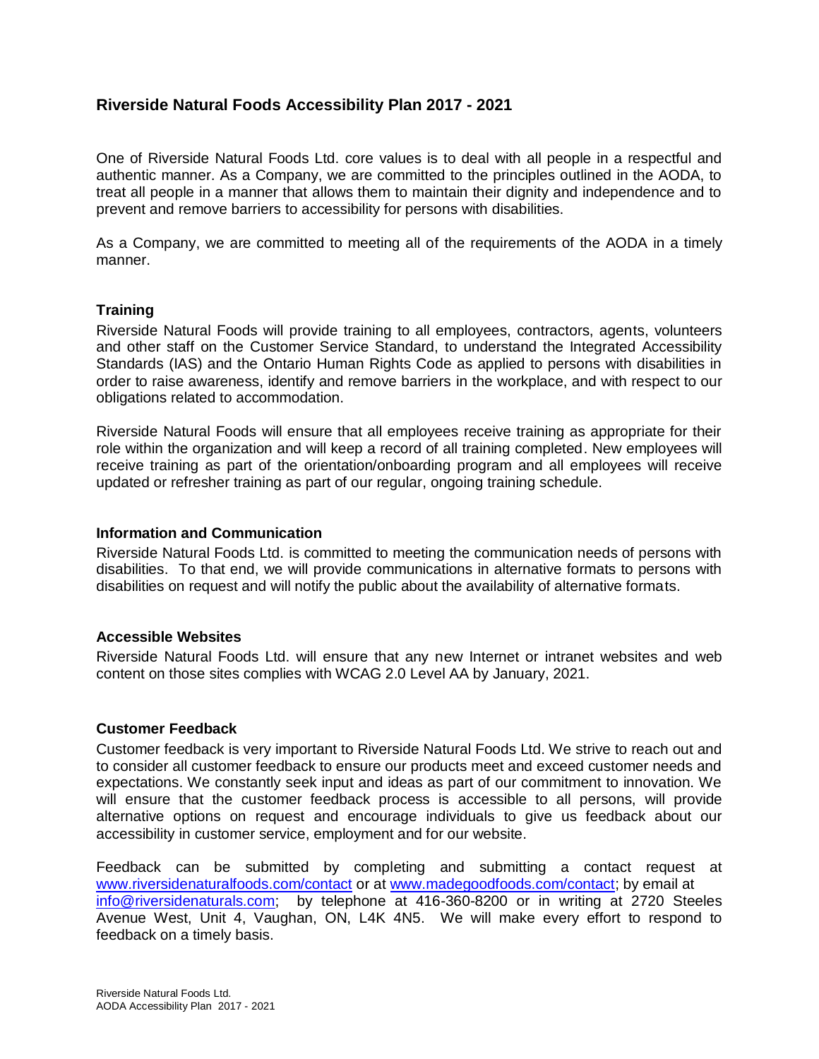# Riverside Natural Foods Accessibility Plan 2017 - 2021

One of Riverside Natural Foods Ltd. core values is to deal with all people in a respectful and authentic manner. As a Company, we are committed to the principles outlined in the AODA, to treat all people in a manner that allows them to maintain their dignity and independence and to prevent and remove barriers to accessibility for persons with disabilities.

As a Company, we are committed to meeting all of the requirements of the AODA in a timely manner.

### Training

Riverside Natural Foods will provide training to all employees, contractors, agents, volunteers and other staff on the Customer Service Standard, to understand the Integrated Accessibility Standards (IAS) and the Ontario Human Rights Code as applied to persons with disabilities in order to raise awareness, identify and remove barriers in the workplace, and with respect to our obligations related to accommodation.

Riverside Natural Foods will ensure that all employees receive training as appropriate for their role within the organization and will keep a record of all training completed. New employees will receive training as part of the orientation/onboarding program and all employees will receive updated or refresher training as part of our regular, ongoing training schedule.

### Information and Communication

Riverside Natural Foods Ltd. is committed to meeting the communication needs of persons with disabilities. To that end, we will provide communications in alternative formats to persons with disabilities on request and will notify the public about the availability of alternative formats.

### Accessible Websites

Riverside Natural Foods Ltd. will ensure that any new Internet or intranet websites and web content on those sites complies with WCAG 2.0 Level AA by January, 2021.

### Customer Feedback

Customer feedback is very important to Riverside Natural Foods Ltd. We strive to reach out and to consider all customer feedback to ensure our products meet and exceed customer needs and expectations. We constantly seek input and ideas as part of our commitment to innovation. We will ensure that the customer feedback process is accessible to all persons, will provide alternative options on request and encourage individuals to give us feedback about our accessibility in customer service, employment and for our website.

Feedback can be submitted by completing and submitting a contact request at [www.riversidenaturalfoods.com/contact](http://www.riversidenaturalfoods.com/contact) or at [www.madegoodfoods.com/contact](http://www.madegoodfoods.com/contact); by email at [info@riversidenaturals.com](mailto:info@riversidenaturals.com); by telephone at 416-360-8200 or in writing at 2720 Steeles Avenue West, Unit 4, Vaughan, ON, L4K 4N5. We will make every effort to respond to feedback on a timely basis.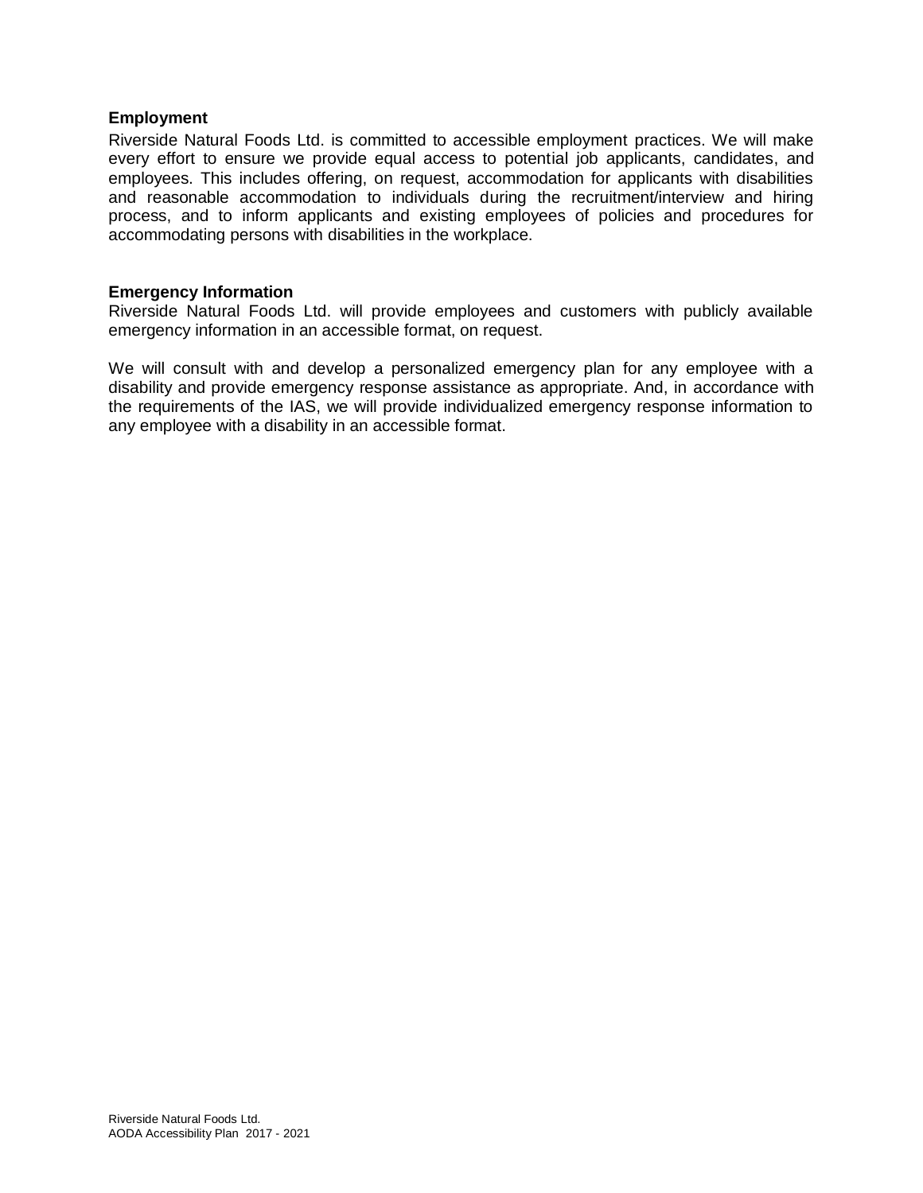**Employment**

Riverside Natural Foods Ltd. is committed to accessible employment practices. We will make every effort to ensure we provide equal access to potential job applicants, candidates, and employees. This includes offering, on request, accommodation for applicants with disabilities and reasonable accommodation to individuals during the recruitment/interview and hiring process, and to inform applicants and existing employees of policies and procedures for accommodating persons with disabilities in the workplace.

**Emergency Information**

Riverside Natural Foods Ltd. will provide employees and customers with publicly available emergency information in an accessible format, on request.

We will consult with and develop a personalized emergency plan for any employee with a disability and provide emergency response assistance as appropriate. And, in accordance with the requirements of the IAS, we will provide individualized emergency response information to any employee with a disability in an accessible format.